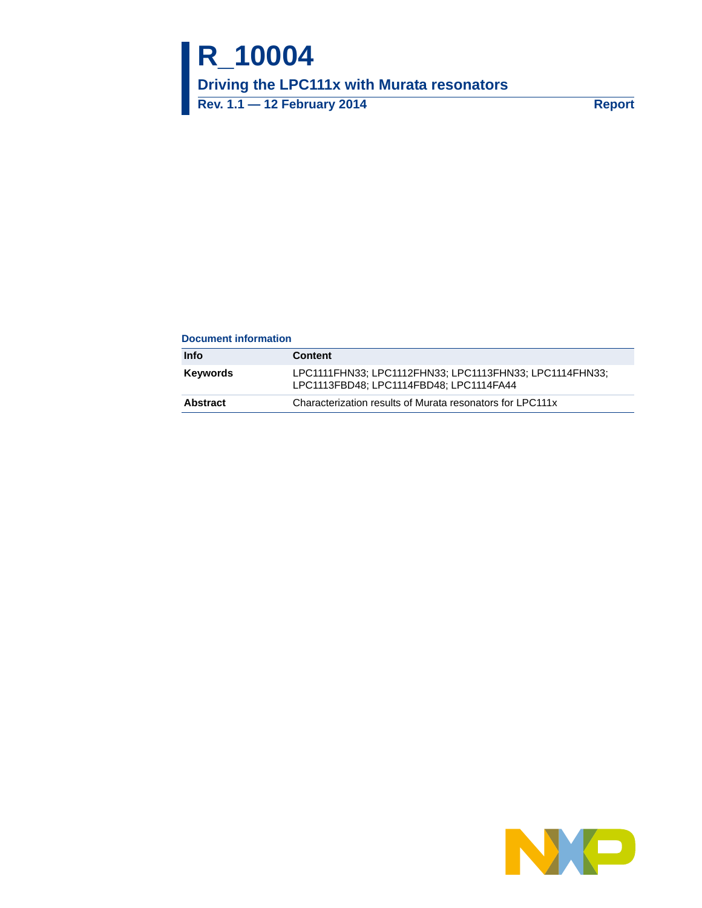# R_10004

## Driving the LPC111x with Murata resonators

**Rev. 1.1 — 12 February 2014** **Report**

**Document information**

| Info | Content |
|---|---|
| **Keywords** | LPC1111FHN33; LPC1112FHN33; LPC1113FHN33; LPC1114FHN33; LPC1113FBD48; LPC1114FBD48; LPC1114FA44 |
| **Abstract** | Characterization results of Murata resonators for LPC111x |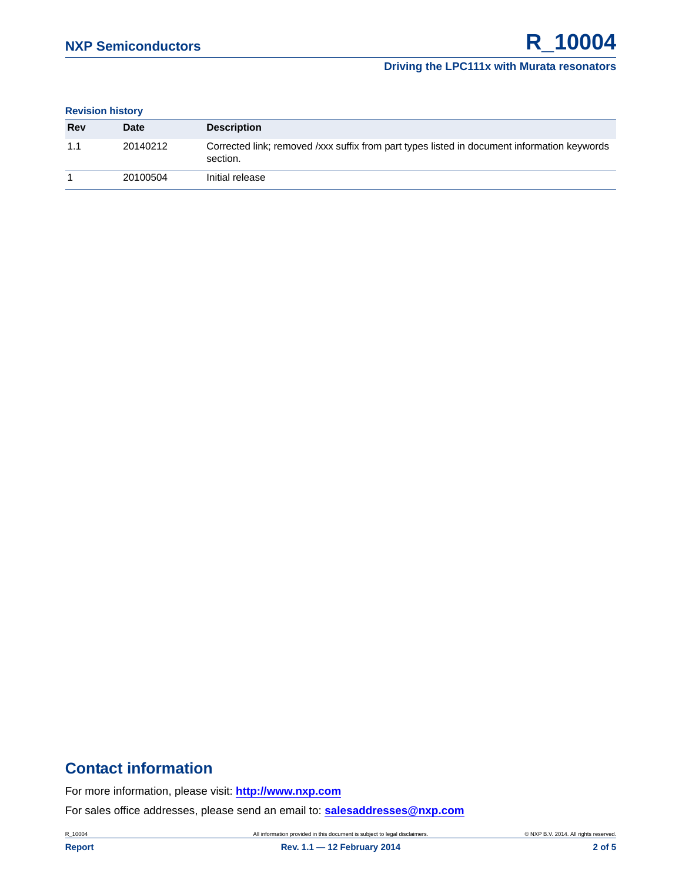**Revision history**

| Rev | Date | Description |
| --- | --- | --- |
| 1.1 | 20140212 | Corrected link; removed /xxx suffix from part types listed in document information keywords section. |
| 1 | 20100504 | Initial release |

## Contact information

For more information, please visit: **http://www.nxp.com**

For sales office addresses, please send an email to: **salesaddresses@nxp.com**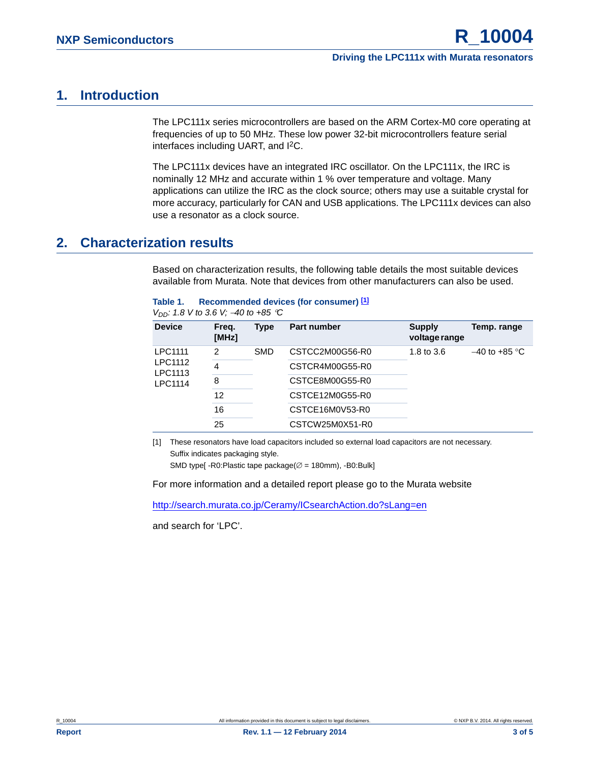## 1. Introduction

The LPC111x series microcontrollers are based on the ARM Cortex-M0 core operating at frequencies of up to 50 MHz. These low power 32-bit microcontrollers feature serial interfaces including UART, and $I^2C$.

The LPC111x devices have an integrated IRC oscillator. On the LPC111x, the IRC is nominally 12 MHz and accurate within 1 % over temperature and voltage. Many applications can utilize the IRC as the clock source; others may use a suitable crystal for more accuracy, particularly for CAN and USB applications. The LPC111x devices can also use a resonator as a clock source.

## 2. Characterization results

Based on characterization results, the following table details the most suitable devices available from Murata. Note that devices from other manufacturers can also be used.

**Table 1. Recommended devices (for consumer) [1]**

*$V_{DD}$: 1.8 V to 3.6 V; −40 to +85 °C*

| Device | Freq. [MHz] | Type | Part number | Supply voltage range | Temp. range |
|---|---|---|---|---|---|
| LPC1111 LPC1112 LPC1113 LPC1114 | 2 | SMD | CSTCC2M00G56-R0 | 1.8 to 3.6 | −40 to +85 °C |
| | 4 | | CSTCR4M00G55-R0 | | |
| | 8 | | CSTCE8M00G55-R0 | | |
| | 12 | | CSTCE12M0G55-R0 | | |
| | 16 | | CSTCE16M0V53-R0 | | |
| | 25 | | CSTCW25M0X51-R0 | | |

[1] These resonators have load capacitors included so external load capacitors are not necessary.
Suffix indicates packaging style.
SMD type[ -R0:Plastic tape package(∅ = 180mm), -B0:Bulk]

For more information and a detailed report please go to the Murata website

http://search.murata.co.jp/Ceramy/ICsearchAction.do?sLang=en

and search for 'LPC'.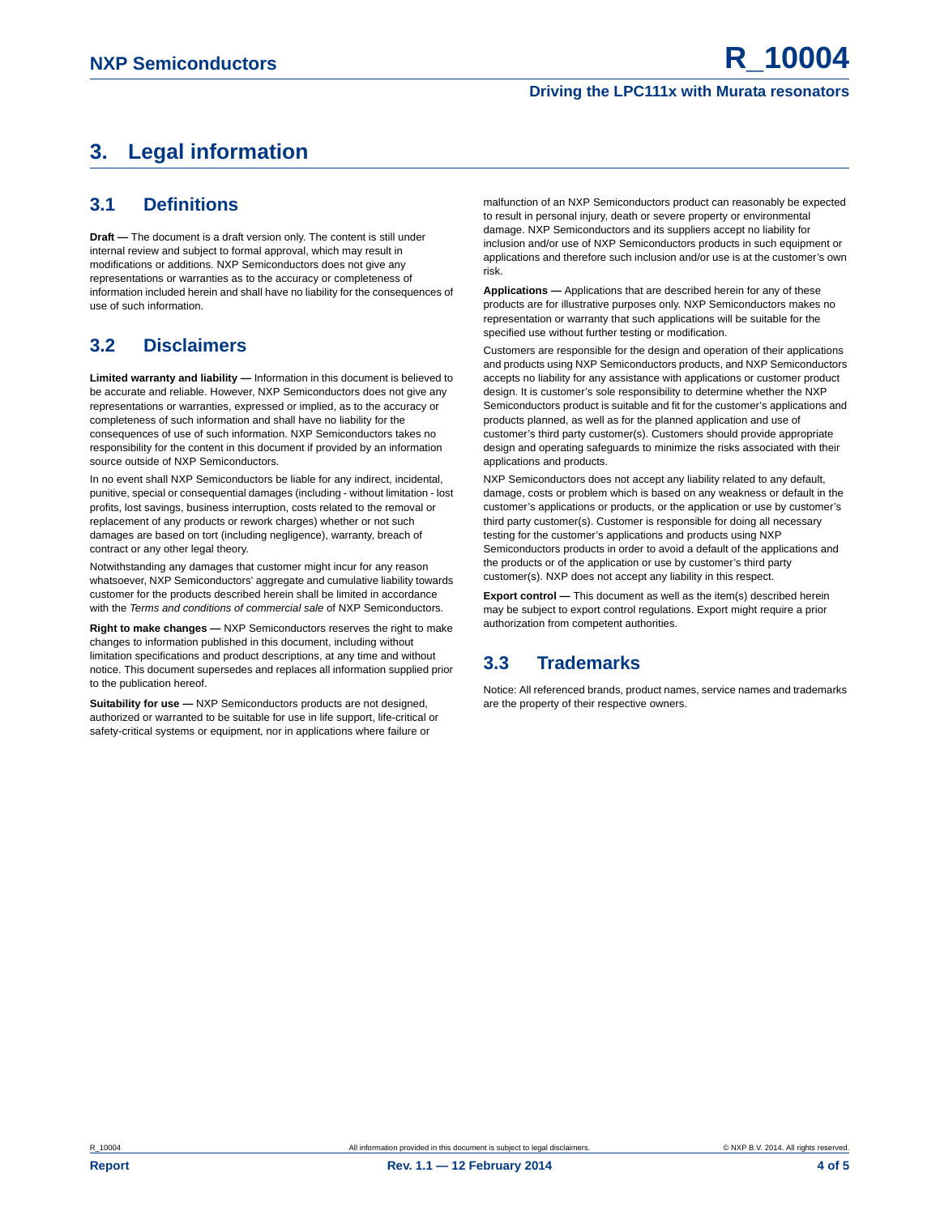# 3. Legal information

## 3.1 Definitions

**Draft —** The document is a draft version only. The content is still under internal review and subject to formal approval, which may result in modifications or additions. NXP Semiconductors does not give any representations or warranties as to the accuracy or completeness of information included herein and shall have no liability for the consequences of use of such information.

## 3.2 Disclaimers

**Limited warranty and liability —** Information in this document is believed to be accurate and reliable. However, NXP Semiconductors does not give any representations or warranties, expressed or implied, as to the accuracy or completeness of such information and shall have no liability for the consequences of use of such information. NXP Semiconductors takes no responsibility for the content in this document if provided by an information source outside of NXP Semiconductors.

In no event shall NXP Semiconductors be liable for any indirect, incidental, punitive, special or consequential damages (including - without limitation - lost profits, lost savings, business interruption, costs related to the removal or replacement of any products or rework charges) whether or not such damages are based on tort (including negligence), warranty, breach of contract or any other legal theory.

Notwithstanding any damages that customer might incur for any reason whatsoever, NXP Semiconductors' aggregate and cumulative liability towards customer for the products described herein shall be limited in accordance with the *Terms and conditions of commercial sale* of NXP Semiconductors.

**Right to make changes —** NXP Semiconductors reserves the right to make changes to information published in this document, including without limitation specifications and product descriptions, at any time and without notice. This document supersedes and replaces all information supplied prior to the publication hereof.

**Suitability for use —** NXP Semiconductors products are not designed, authorized or warranted to be suitable for use in life support, life-critical or safety-critical systems or equipment, nor in applications where failure or malfunction of an NXP Semiconductors product can reasonably be expected to result in personal injury, death or severe property or environmental damage. NXP Semiconductors and its suppliers accept no liability for inclusion and/or use of NXP Semiconductors products in such equipment or applications and therefore such inclusion and/or use is at the customer's own risk.

**Applications —** Applications that are described herein for any of these products are for illustrative purposes only. NXP Semiconductors makes no representation or warranty that such applications will be suitable for the specified use without further testing or modification.

Customers are responsible for the design and operation of their applications and products using NXP Semiconductors products, and NXP Semiconductors accepts no liability for any assistance with applications or customer product design. It is customer's sole responsibility to determine whether the NXP Semiconductors product is suitable and fit for the customer's applications and products planned, as well as for the planned application and use of customer's third party customer(s). Customers should provide appropriate design and operating safeguards to minimize the risks associated with their applications and products.

NXP Semiconductors does not accept any liability related to any default, damage, costs or problem which is based on any weakness or default in the customer's applications or products, or the application or use by customer's third party customer(s). Customer is responsible for doing all necessary testing for the customer's applications and products using NXP Semiconductors products in order to avoid a default of the applications and the products or of the application or use by customer's third party customer(s). NXP does not accept any liability in this respect.

**Export control —** This document as well as the item(s) described herein may be subject to export control regulations. Export might require a prior authorization from competent authorities.

## 3.3 Trademarks

Notice: All referenced brands, product names, service names and trademarks are the property of their respective owners.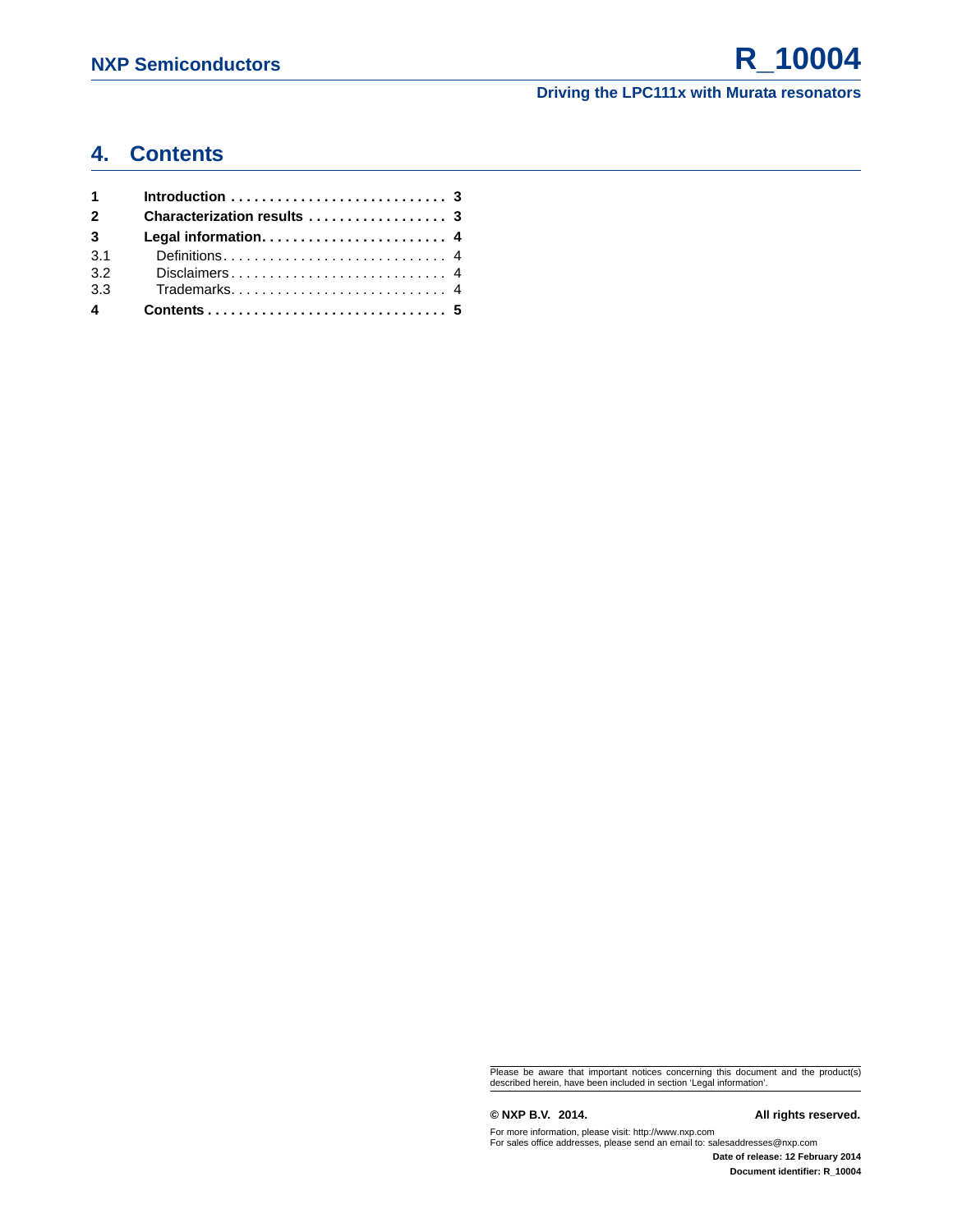## 4. Contents

| | | |
|---|---|---|
| **1** | **Introduction** | **3** |
| **2** | **Characterization results** | **3** |
| **3** | **Legal information** | **4** |
| 3.1 | Definitions | 4 |
| 3.2 | Disclaimers | 4 |
| 3.3 | Trademarks | 4 |
| **4** | **Contents** | **5** |

Please be aware that important notices concerning this document and the product(s) described herein, have been included in section 'Legal information'.

**© NXP B.V. 2014. All rights reserved.**

For more information, please visit: http://www.nxp.com
For sales office addresses, please send an email to: salesaddresses@nxp.com

**Date of release: 12 February 2014**

**Document identifier: R_10004**